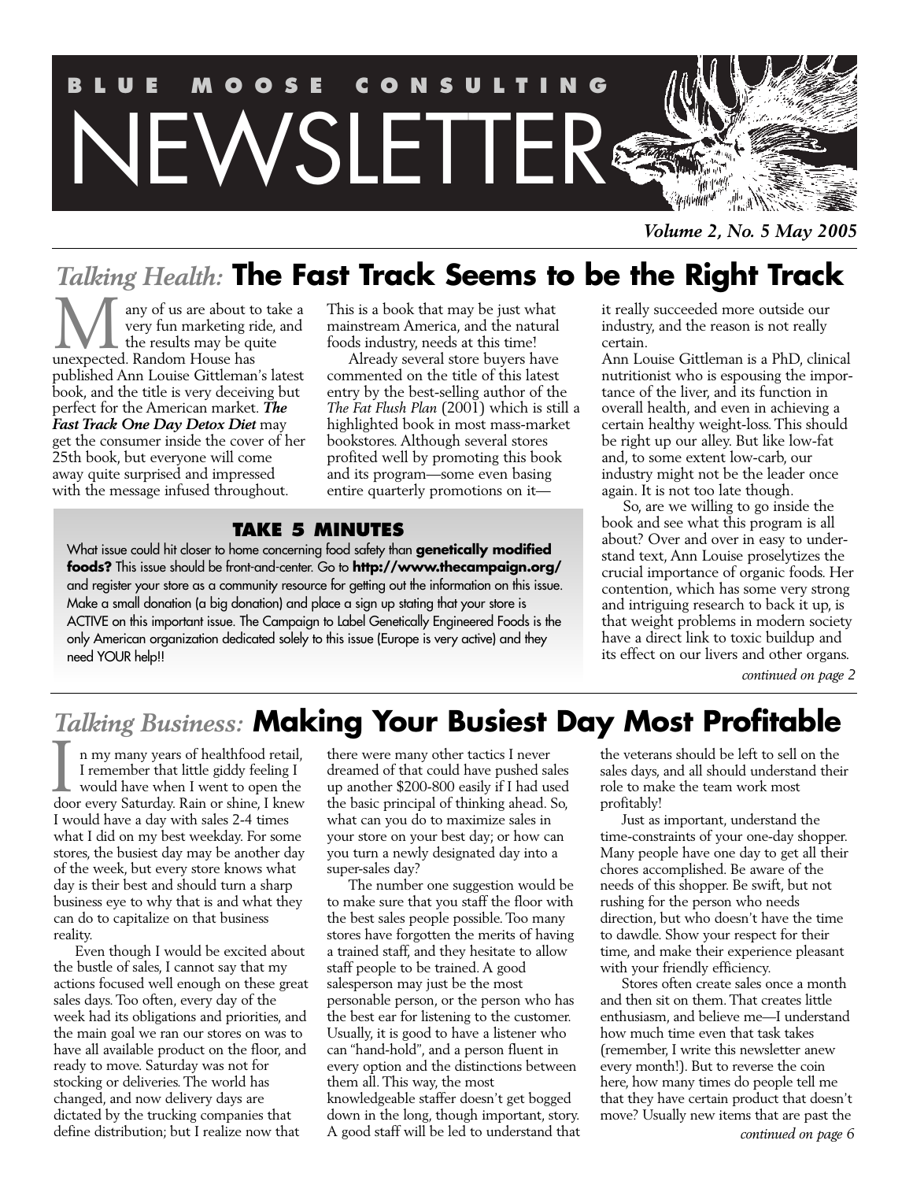# BLUE MOOSE CONSULTING NEWSLETTER

*Volume 2, No. 5 May 2005*

## *Talking Health:* The Fast Track Seems to be the Right Track

Many of us are about to take a very fun marketing ride, and the results may be quite unexpected. Random House has published Ann Louise Gittleman's latest book, and the title is very deceiving but perfect for the American market. ***The Fast Track One Day Detox Diet*** may get the consumer inside the cover of her 25th book, but everyone will come away quite surprised and impressed with the message infused throughout. This is a book that may be just what mainstream America, and the natural foods industry, needs at this time!

Already several store buyers have commented on the title of this latest entry by the best-selling author of the *The Fat Flush Plan* (2001) which is still a highlighted book in most mass-market bookstores. Although several stores profited well by promoting this book and its program—some even basing entire quarterly promotions on it—it really succeeded more outside our industry, and the reason is not really certain.

Ann Louise Gittleman is a PhD, clinical nutritionist who is espousing the importance of the liver, and its function in overall health, and even in achieving a certain healthy weight-loss. This should be right up our alley. But like low-fat and, to some extent low-carb, our industry might not be the leader once again. It is not too late though.

So, are we willing to go inside the book and see what this program is all about? Over and over in easy to understand text, Ann Louise proselytizes the crucial importance of organic foods. Her contention, which has some very strong and intriguing research to back it up, is that weight problems in modern society have a direct link to toxic buildup and its effect on our livers and other organs.

*continued on page 2*

### TAKE 5 MINUTES

What issue could hit closer to home concerning food safety than **genetically modified foods?** This issue should be front-and-center. Go to **http://www.thecampaign.org/** and register your store as a community resource for getting out the information on this issue. Make a small donation (a big donation) and place a sign up stating that your store is ACTIVE on this important issue. The Campaign to Label Genetically Engineered Foods is the only American organization dedicated solely to this issue (Europe is very active) and they need YOUR help!!

## *Talking Business:* Making Your Busiest Day Most Profitable

In my many years of healthfood retail, I remember that little giddy feeling I would have when I went to open the door every Saturday. Rain or shine, I knew I would have a day with sales 2-4 times what I did on my best weekday. For some stores, the busiest day may be another day of the week, but every store knows what day is their best and should turn a sharp business eye to why that is and what they can do to capitalize on that business reality.

Even though I would be excited about the bustle of sales, I cannot say that my actions focused well enough on these great sales days. Too often, every day of the week had its obligations and priorities, and the main goal we ran our stores on was to have all available product on the floor, and ready to move. Saturday was not for stocking or deliveries. The world has changed, and now delivery days are dictated by the trucking companies that define distribution; but I realize now that there were many other tactics I never dreamed of that could have pushed sales up another $200-800 easily if I had used the basic principal of thinking ahead. So, what can you do to maximize sales in your store on your best day; or how can you turn a newly designated day into a super-sales day?

The number one suggestion would be to make sure that you staff the floor with the best sales people possible. Too many stores have forgotten the merits of having a trained staff, and they hesitate to allow staff people to be trained. A good salesperson may just be the most personable person, or the person who has the best ear for listening to the customer. Usually, it is good to have a listener who can "hand-hold", and a person fluent in every option and the distinctions between them all. This way, the most knowledgeable staffer doesn't get bogged down in the long, though important, story. A good staff will be led to understand that the veterans should be left to sell on the sales days, and all should understand their role to make the team work most profitably!

Just as important, understand the time-constraints of your one-day shopper. Many people have one day to get all their chores accomplished. Be aware of the needs of this shopper. Be swift, but not rushing for the person who needs direction, but who doesn't have the time to dawdle. Show your respect for their time, and make their experience pleasant with your friendly efficiency.

Stores often create sales once a month and then sit on them. That creates little enthusiasm, and believe me—I understand how much time even that task takes (remember, I write this newsletter anew every month!). But to reverse the coin here, how many times do people tell me that they have certain product that doesn't move? Usually new items that are past the

*continued on page 6*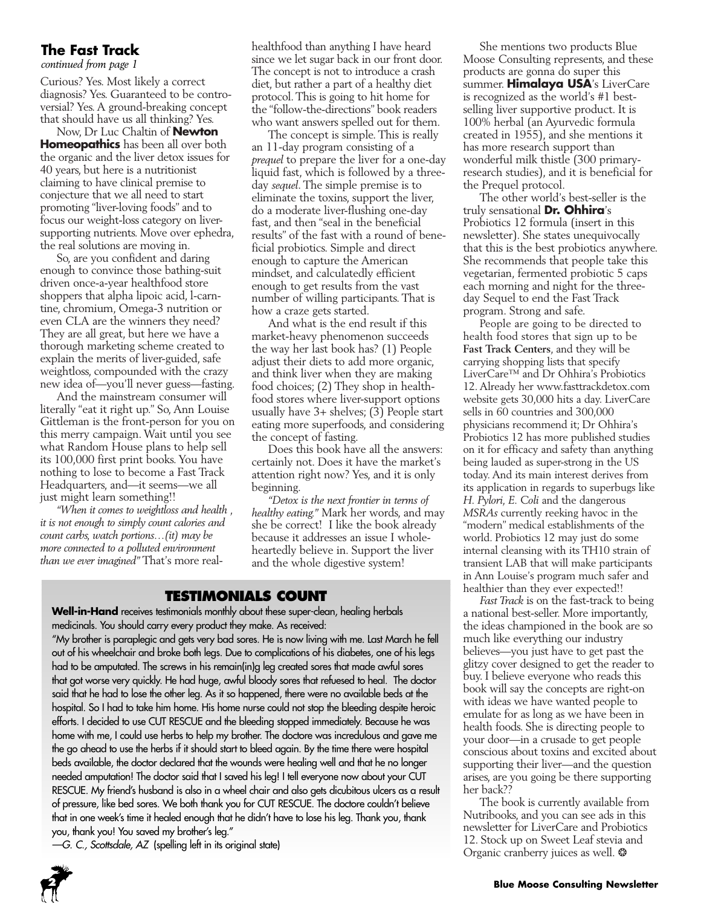## The Fast Track

*continued from page 1*

Curious? Yes. Most likely a correct diagnosis? Yes. Guaranteed to be controversial? Yes. A ground-breaking concept that should have us all thinking? Yes.

Now, Dr Luc Chaltin of **Newton Homeopathics** has been all over both the organic and the liver detox issues for 40 years, but here is a nutritionist claiming to have clinical premise to conjecture that we all need to start promoting "liver-loving foods" and to focus our weight-loss category on liver-supporting nutrients. Move over ephedra, the real solutions are moving in.

So, are you confident and daring enough to convince those bathing-suit driven once-a-year healthfood store shoppers that alpha lipoic acid, l-carntine, chromium, Omega-3 nutrition or even CLA are the winners they need? They are all great, but here we have a thorough marketing scheme created to explain the merits of liver-guided, safe weightloss, compounded with the crazy new idea of—you'll never guess—fasting.

And the mainstream consumer will literally "eat it right up." So, Ann Louise Gittleman is the front-person for you on this merry campaign. Wait until you see what Random House plans to help sell its 100,000 first print books. You have nothing to lose to become a Fast Track Headquarters, and—it seems—we all just might learn something!!

*"When it comes to weightloss and health , it is not enough to simply count calories and count carbs, watch portions…(it) may be more connected to a polluted environment than we ever imagined"* That's more real-healthfood than anything I have heard since we let sugar back in our front door. The concept is not to introduce a crash diet, but rather a part of a healthy diet protocol. This is going to hit home for the "follow-the-directions" book readers who want answers spelled out for them.

The concept is simple. This is really an 11-day program consisting of a *prequel* to prepare the liver for a one-day liquid fast, which is followed by a three-day *sequel*. The simple premise is to eliminate the toxins, support the liver, do a moderate liver-flushing one-day fast, and then "seal in the beneficial results" of the fast with a round of beneficial probiotics. Simple and direct enough to capture the American mindset, and calculatedly efficient enough to get results from the vast number of willing participants. That is how a craze gets started.

And what is the end result if this market-heavy phenomenon succeeds the way her last book has? (1) People adjust their diets to add more organic, and think liver when they are making food choices; (2) They shop in healthfood stores where liver-support options usually have 3+ shelves; (3) People start eating more superfoods, and considering the concept of fasting.

Does this book have all the answers: certainly not. Does it have the market's attention right now? Yes, and it is only beginning.

*"Detox is the next frontier in terms of healthy eating."* Mark her words, and may she be correct! I like the book already because it addresses an issue I wholeheartedly believe in. Support the liver and the whole digestive system!

She mentions two products Blue Moose Consulting represents, and these products are gonna do super this summer. **Himalaya USA**'s LiverCare is recognized as the world's #1 best-selling liver supportive product. It is 100% herbal (an Ayurvedic formula created in 1955), and she mentions it has more research support than wonderful milk thistle (300 primary-research studies), and it is beneficial for the Prequel protocol.

The other world's best-seller is the truly sensational **Dr. Ohhira**'s Probiotics 12 formula (insert in this newsletter). She states unequivocally that this is the best probiotics anywhere. She recommends that people take this vegetarian, fermented probiotic 5 caps each morning and night for the three-day Sequel to end the Fast Track program. Strong and safe.

People are going to be directed to health food stores that sign up to be **Fast Track Centers**, and they will be carrying shopping lists that specify LiverCare™ and Dr Ohhira's Probiotics 12. Already her www.fasttrackdetox.com website gets 30,000 hits a day. LiverCare sells in 60 countries and 300,000 physicians recommend it; Dr Ohhira's Probiotics 12 has more published studies on it for efficacy and safety than anything being lauded as super-strong in the US today. And its main interest derives from its application in regards to superbugs like *H. Pylori*, *E. Coli* and the dangerous *MSRAs* currently reeking havoc in the "modern" medical establishments of the world. Probiotics 12 may just do some internal cleansing with its TH10 strain of transient LAB that will make participants in Ann Louise's program much safer and healthier than they ever expected!!

*Fast Track* is on the fast-track to being a national best-seller. More importantly, the ideas championed in the book are so much like everything our industry believes—you just have to get past the glitzy cover designed to get the reader to buy. I believe everyone who reads this book will say the concepts are right-on with ideas we have wanted people to emulate for as long as we have been in health foods. She is directing people to your door—in a crusade to get people conscious about toxins and excited about supporting their liver—and the question arises, are you going be there supporting her back??

The book is currently available from Nutribooks, and you can see ads in this newsletter for LiverCare and Probiotics 12. Stock up on Sweet Leaf stevia and Organic cranberry juices as well. ❂

## TESTIMONIALS COUNT

**Well-in-Hand** receives testimonials monthly about these super-clean, healing herbals medicinals. You should carry every product they make. As received:

"My brother is paraplegic and gets very bad sores. He is now living with me. Last March he fell out of his wheelchair and broke both legs. Due to complications of his diabetes, one of his legs had to be amputated. The screws in his remain(in)g leg created sores that made awful sores that got worse very quickly. He had huge, awful bloody sores that refuesed to heal. The doctor said that he had to lose the other leg. As it so happened, there were no available beds at the hospital. So I had to take him home. His home nurse could not stop the bleeding despite heroic efforts. I decided to use CUT RESCUE and the bleeding stopped immediately. Because he was home with me, I could use herbs to help my brother. The doctore was incredulous and gave me the go ahead to use the herbs if it should start to bleed again. By the time there were hospital beds available, the doctor declared that the wounds were healing well and that he no longer needed amputation! The doctor said that I saved his leg! I tell everyone now about your CUT RESCUE. My friend's husband is also in a wheel chair and also gets dicubitous ulcers as a result of pressure, like bed sores. We both thank you for CUT RESCUE. The doctore couldn't believe that in one week's time it healed enough that he didn't have to lose his leg. Thank you, thank you, thank you! You saved my brother's leg."

*—G. C., Scottsdale, AZ* (spelling left in its original state)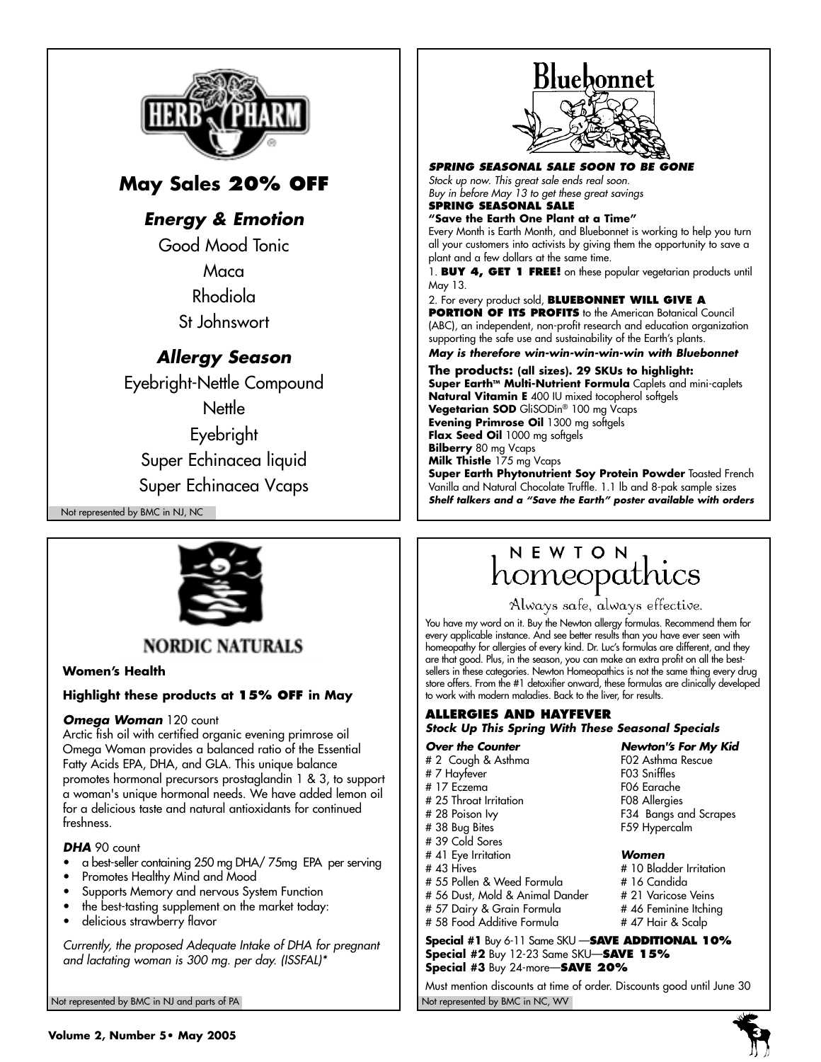## HERB PHARM

## May Sales 20% OFF

### *Energy & Emotion*

Good Mood Tonic

Maca

Rhodiola

St Johnswort

### *Allergy Season*

Eyebright-Nettle Compound

Nettle

Eyebright

Super Echinacea liquid

Super Echinacea Vcaps

Not represented by BMC in NJ, NC

## Bluebonnet

***SPRING SEASONAL SALE SOON TO BE GONE***

*Stock up now. This great sale ends real soon.*
*Buy in before May 13 to get these great savings*

**SPRING SEASONAL SALE**

**"Save the Earth One Plant at a Time"**

Every Month is Earth Month, and Bluebonnet is working to help you turn all your customers into activists by giving them the opportunity to save a plant and a few dollars at the same time.

1. **BUY 4, GET 1 FREE!** on these popular vegetarian products until May 13.

2. For every product sold, **BLUEBONNET WILL GIVE A PORTION OF ITS PROFITS** to the American Botanical Council (ABC), an independent, non-profit research and education organization supporting the safe use and sustainability of the Earth's plants.

***May is therefore win-win-win-win-win with Bluebonnet***

**The products: (all sizes). 29 SKUs to highlight:**

**Super Earth™ Multi-Nutrient Formula** Caplets and mini-caplets
**Natural Vitamin E** 400 IU mixed tocopherol softgels
**Vegetarian SOD** GliSODin® 100 mg Vcaps
**Evening Primrose Oil** 1300 mg softgels
**Flax Seed Oil** 1000 mg softgels
**Bilberry** 80 mg Vcaps
**Milk Thistle** 175 mg Vcaps
**Super Earth Phytonutrient Soy Protein Powder** Toasted French Vanilla and Natural Chocolate Truffle. 1.1 lb and 8-pak sample sizes

***Shelf talkers and a "Save the Earth" poster available with orders***

## NORDIC NATURALS

**Women's Health**

**Highlight these products at 15% OFF in May**

***Omega Woman*** 120 count

Arctic fish oil with certified organic evening primrose oil Omega Woman provides a balanced ratio of the Essential Fatty Acids EPA, DHA, and GLA. This unique balance promotes hormonal precursors prostaglandin 1 & 3, to support a woman's unique hormonal needs. We have added lemon oil for a delicious taste and natural antioxidants for continued freshness.

***DHA*** 90 count

- a best-seller containing 250 mg DHA/ 75mg EPA per serving
- Promotes Healthy Mind and Mood
- Supports Memory and nervous System Function
- the best-tasting supplement on the market today:
- delicious strawberry flavor

*Currently, the proposed Adequate Intake of DHA for pregnant and lactating woman is 300 mg. per day. (ISSFAL)\**

Not represented by BMC in NJ and parts of PA

## NEWTON homeopathics

*Always safe, always effective.*

You have my word on it. Buy the Newton allergy formulas. Recommend them for every applicable instance. And see better results than you have ever seen with homeopathy for allergies of every kind. Dr. Luc's formulas are different, and they are that good. Plus, in the season, you can make an extra profit on all the best-sellers in these categories. Newton Homeopathics is not the same thing every drug store offers. From the #1 detoxifier onward, these formulas are clinically developed to work with modern maladies. Back to the liver, for results.

### ALLERGIES AND HAYFEVER

***Stock Up This Spring With These Seasonal Specials***

***Over the Counter***

- # 2 Cough & Asthma
- # 7 Hayfever
- # 17 Eczema
- # 25 Throat Irritation
- # 28 Poison Ivy
- # 38 Bug Bites
- # 39 Cold Sores
- # 41 Eye Irritation
- # 43 Hives
- # 55 Pollen & Weed Formula
- # 56 Dust, Mold & Animal Dander
- # 57 Dairy & Grain Formula
- # 58 Food Additive Formula

***Newton's For My Kid***

- F02 Asthma Rescue
- F03 Sniffles
- F06 Earache
- F08 Allergies
- F34 Bangs and Scrapes
- F59 Hypercalm

***Women***

- # 10 Bladder Irritation
- # 16 Candida
- # 21 Varicose Veins
- # 46 Feminine Itching
- # 47 Hair & Scalp

**Special #1** Buy 6-11 Same SKU —**SAVE ADDITIONAL 10%**
**Special #2** Buy 12-23 Same SKU—**SAVE 15%**
**Special #3** Buy 24-more—**SAVE 20%**

Must mention discounts at time of order. Discounts good until June 30

Not represented by BMC in NC, WV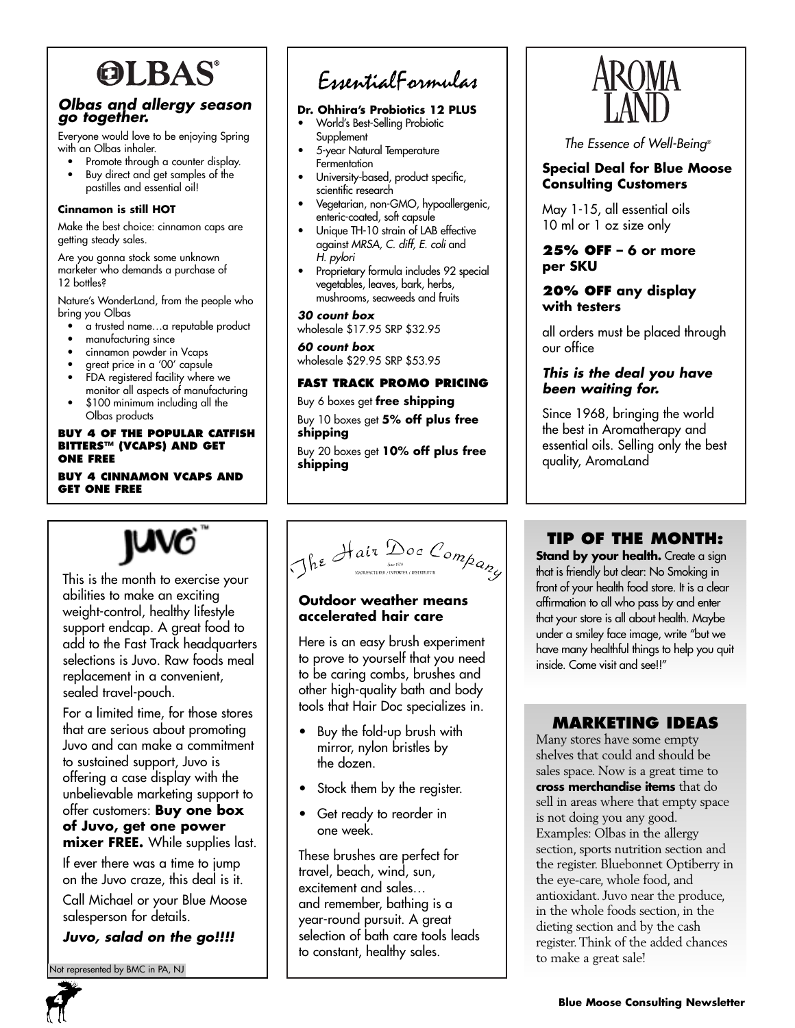# OLBAS®

### *Olbas and allergy season go together.*

Everyone would love to be enjoying Spring with an Olbas inhaler.

- Promote through a counter display.
- Buy direct and get samples of the pastilles and essential oil!

**Cinnamon is still HOT**

Make the best choice: cinnamon caps are getting steady sales.

Are you gonna stock some unknown marketer who demands a purchase of 12 bottles?

Nature's WonderLand, from the people who bring you Olbas

- a trusted name…a reputable product
- manufacturing since
- cinnamon powder in Vcaps
- great price in a '00' capsule
- FDA registered facility where we monitor all aspects of manufacturing
- $100 minimum including all the Olbas products

**BUY 4 OF THE POPULAR CATFISH BITTERS™ (VCAPS) AND GET ONE FREE**

**BUY 4 CINNAMON VCAPS AND GET ONE FREE**

# EssentialFormulas

**Dr. Ohhira's Probiotics 12 PLUS**

- World's Best-Selling Probiotic Supplement
- 5-year Natural Temperature Fermentation
- University-based, product specific, scientific research
- Vegetarian, non-GMO, hypoallergenic, enteric-coated, soft capsule
- Unique TH-10 strain of LAB effective against *MRSA, C. diff, E. coli* and *H. pylori*
- Proprietary formula includes 92 special vegetables, leaves, bark, herbs, mushrooms, seaweeds and fruits

***30 count box***
wholesale $17.95 SRP $32.95

***60 count box***
wholesale $29.95 SRP $53.95

**FAST TRACK PROMO PRICING**

Buy 6 boxes get **free shipping**

Buy 10 boxes get **5% off plus free shipping**

Buy 20 boxes get **10% off plus free shipping**

# AROMA LAND

*The Essence of Well-Being®*

**Special Deal for Blue Moose Consulting Customers**

May 1-15, all essential oils 10 ml or 1 oz size only

**25% OFF – 6 or more per SKU**

**20% OFF any display with testers**

all orders must be placed through our office

***This is the deal you have been waiting for.***

Since 1968, bringing the world the best in Aromatherapy and essential oils. Selling only the best quality, AromaLand

# JUVO™

This is the month to exercise your abilities to make an exciting weight-control, healthy lifestyle support endcap. A great food to add to the Fast Track headquarters selections is Juvo. Raw foods meal replacement in a convenient, sealed travel-pouch.

For a limited time, for those stores that are serious about promoting Juvo and can make a commitment to sustained support, Juvo is offering a case display with the unbelievable marketing support to offer customers: **Buy one box of Juvo, get one power mixer FREE.** While supplies last.

If ever there was a time to jump on the Juvo craze, this deal is it.

Call Michael or your Blue Moose salesperson for details.

***Juvo, salad on the go!!!!***

Not represented by BMC in PA, NJ

# The Hair Doc Company

MANUFACTURER / IMPORTER / DISTRIBUTOR

**Outdoor weather means accelerated hair care**

Here is an easy brush experiment to prove to yourself that you need to be caring combs, brushes and other high-quality bath and body tools that Hair Doc specializes in.

- Buy the fold-up brush with mirror, nylon bristles by the dozen.
- Stock them by the register.
- Get ready to reorder in one week.

These brushes are perfect for travel, beach, wind, sun, excitement and sales… and remember, bathing is a year-round pursuit. A great selection of bath care tools leads to constant, healthy sales.

## TIP OF THE MONTH:

**Stand by your health.** Create a sign that is friendly but clear: No Smoking in front of your health food store. It is a clear affirmation to all who pass by and enter that your store is all about health. Maybe under a smiley face image, write "but we have many healthful things to help you quit inside. Come visit and see!!"

## MARKETING IDEAS

Many stores have some empty shelves that could and should be sales space. Now is a great time to **cross merchandise items** that do sell in areas where that empty space is not doing you any good. Examples: Olbas in the allergy section, sports nutrition section and the register. Bluebonnet Optiberry in the eye-care, whole food, and antioxidant. Juvo near the produce, in the whole foods section, in the dieting section and by the cash register. Think of the added chances to make a great sale!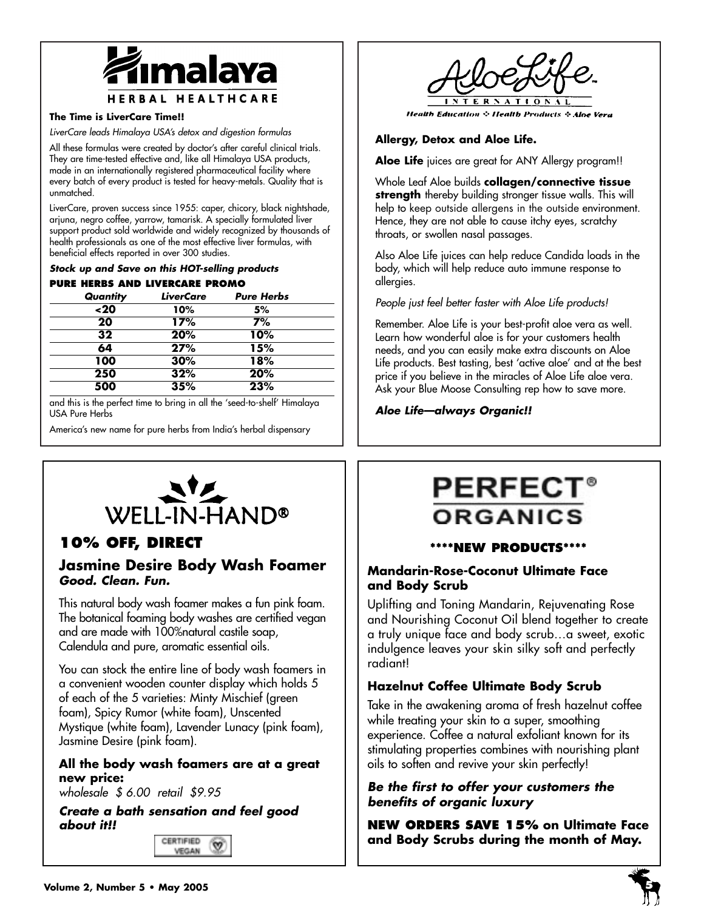# Himalaya HERBAL HEALTHCARE

**The Time is LiverCare Time!!**

*LiverCare leads Himalaya USA's detox and digestion formulas*

All these formulas were created by doctor's after careful clinical trials. They are time-tested effective and, like all Himalaya USA products, made in an internationally registered pharmaceutical facility where every batch of every product is tested for heavy-metals. Quality that is unmatched.

LiverCare, proven success since 1955: caper, chicory, black nightshade, arjuna, negro coffee, yarrow, tamarisk. A specially formulated liver support product sold worldwide and widely recognized by thousands of health professionals as one of the most effective liver formulas, with beneficial effects reported in over 300 studies.

***Stock up and Save on this HOT-selling products***

**PURE HERBS AND LIVERCARE PROMO**

| Quantity | LiverCare | Pure Herbs |
|---|---|---|
| <20 | 10% | 5% |
| 20 | 17% | 7% |
| 32 | 20% | 10% |
| 64 | 27% | 15% |
| 100 | 30% | 18% |
| 250 | 32% | 20% |
| 500 | 35% | 23% |

and this is the perfect time to bring in all the 'seed-to-shelf' Himalaya USA Pure Herbs

America's new name for pure herbs from India's herbal dispensary

# AloeLife INTERNATIONAL

*Health Education ❖ Health Products ❖ Aloe Vera*

**Allergy, Detox and Aloe Life.**

**Aloe Life** juices are great for ANY Allergy program!!

Whole Leaf Aloe builds **collagen/connective tissue strength** thereby building stronger tissue walls. This will help to keep outside allergens in the outside environment. Hence, they are not able to cause itchy eyes, scratchy throats, or swollen nasal passages.

Also Aloe Life juices can help reduce Candida loads in the body, which will help reduce auto immune response to allergies.

*People just feel better faster with Aloe Life products!*

Remember. Aloe Life is your best-profit aloe vera as well. Learn how wonderful aloe is for your customers health needs, and you can easily make extra discounts on Aloe Life products. Best tasting, best 'active aloe' and at the best price if you believe in the miracles of Aloe Life aloe vera. Ask your Blue Moose Consulting rep how to save more.

***Aloe Life—always Organic!!***

# WELL-IN-HAND®

## 10% OFF, DIRECT

### Jasmine Desire Body Wash Foamer

***Good. Clean. Fun.***

This natural body wash foamer makes a fun pink foam. The botanical foaming body washes are certified vegan and are made with 100%natural castile soap, Calendula and pure, aromatic essential oils.

You can stock the entire line of body wash foamers in a convenient wooden counter display which holds 5 of each of the 5 varieties: Minty Mischief (green foam), Spicy Rumor (white foam), Unscented Mystique (white foam), Lavender Lunacy (pink foam), Jasmine Desire (pink foam).

**All the body wash foamers are at a great new price:**

*wholesale $ 6.00 retail $9.95*

***Create a bath sensation and feel good about it!!***

CERTIFIED VEGAN

# PERFECT® ORGANICS

**\*\*\*\*NEW PRODUCTS\*\*\*\***

### Mandarin-Rose-Coconut Ultimate Face and Body Scrub

Uplifting and Toning Mandarin, Rejuvenating Rose and Nourishing Coconut Oil blend together to create a truly unique face and body scrub…a sweet, exotic indulgence leaves your skin silky soft and perfectly radiant!

### Hazelnut Coffee Ultimate Body Scrub

Take in the awakening aroma of fresh hazelnut coffee while treating your skin to a super, smoothing experience. Coffee a natural exfoliant known for its stimulating properties combines with nourishing plant oils to soften and revive your skin perfectly!

***Be the first to offer your customers the benefits of organic luxury***

**NEW ORDERS SAVE 15% on Ultimate Face and Body Scrubs during the month of May.**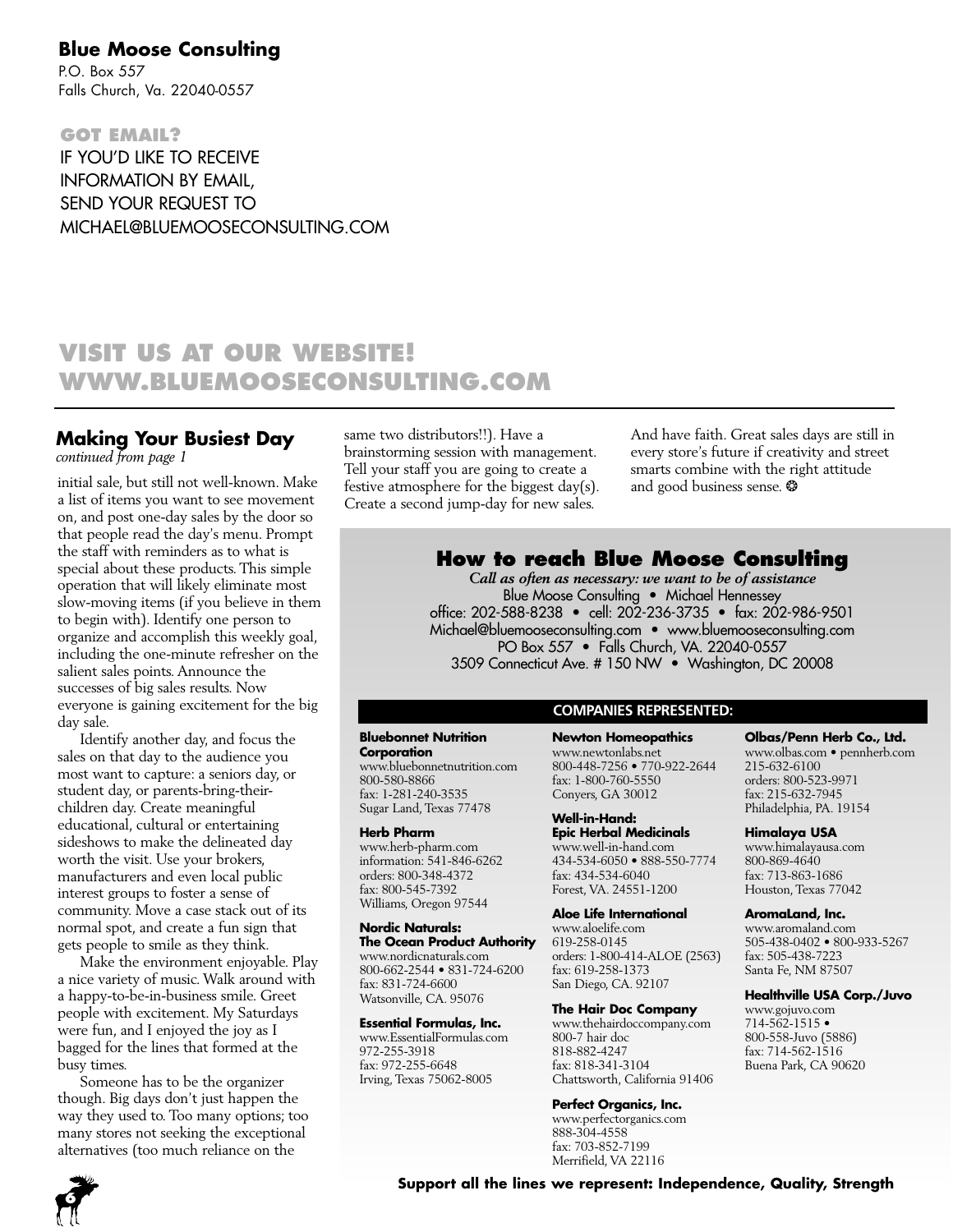**Blue Moose Consulting**
P.O. Box 557
Falls Church, Va. 22040-0557

**GOT EMAIL?**
IF YOU'D LIKE TO RECEIVE INFORMATION BY EMAIL, SEND YOUR REQUEST TO MICHAEL@BLUEMOOSECONSULTING.COM

## VISIT US AT OUR WEBSITE! WWW.BLUEMOOSECONSULTING.COM

## Making Your Busiest Day

*continued from page 1*

initial sale, but still not well-known. Make a list of items you want to see movement on, and post one-day sales by the door so that people read the day's menu. Prompt the staff with reminders as to what is special about these products. This simple operation that will likely eliminate most slow-moving items (if you believe in them to begin with). Identify one person to organize and accomplish this weekly goal, including the one-minute refresher on the salient sales points. Announce the successes of big sales results. Now everyone is gaining excitement for the big day sale.

Identify another day, and focus the sales on that day to the audience you most want to capture: a seniors day, or student day, or parents-bring-their-children day. Create meaningful educational, cultural or entertaining sideshows to make the delineated day worth the visit. Use your brokers, manufacturers and even local public interest groups to foster a sense of community. Move a case stack out of its normal spot, and create a fun sign that gets people to smile as they think.

Make the environment enjoyable. Play a nice variety of music. Walk around with a happy-to-be-in-business smile. Greet people with excitement. My Saturdays were fun, and I enjoyed the joy as I bagged for the lines that formed at the busy times.

Someone has to be the organizer though. Big days don't just happen the way they used to. Too many options; too many stores not seeking the exceptional alternatives (too much reliance on the same two distributors!!). Have a brainstorming session with management. Tell your staff you are going to create a festive atmosphere for the biggest day(s). Create a second jump-day for new sales.

And have faith. Great sales days are still in every store's future if creativity and street smarts combine with the right attitude and good business sense. ❂

## How to reach Blue Moose Consulting

***Call as often as necessary: we want to be of assistance***

Blue Moose Consulting • Michael Hennessey
office: 202-588-8238 • cell: 202-236-3735 • fax: 202-986-9501
Michael@bluemooseconsulting.com • www.bluemooseconsulting.com
PO Box 557 • Falls Church, VA. 22040-0557
3509 Connecticut Ave. # 150 NW • Washington, DC 20008

### COMPANIES REPRESENTED:

**Bluebonnet Nutrition Corporation**
www.bluebonnetnutrition.com
800-580-8866
fax: 1-281-240-3535
Sugar Land, Texas 77478

**Herb Pharm**
www.herb-pharm.com
information: 541-846-6262
orders: 800-348-4372
fax: 800-545-7392
Williams, Oregon 97544

**Nordic Naturals: The Ocean Product Authority**
www.nordicnaturals.com
800-662-2544 • 831-724-6200
fax: 831-724-6600
Watsonville, CA. 95076

**Essential Formulas, Inc.**
www.EssentialFormulas.com
972-255-3918
fax: 972-255-6648
Irving, Texas 75062-8005

**Newton Homeopathics**
www.newtonlabs.net
800-448-7256 • 770-922-2644
fax: 1-800-760-5550
Conyers, GA 30012

**Well-in-Hand: Epic Herbal Medicinals**
www.well-in-hand.com
434-534-6050 • 888-550-7774
fax: 434-534-6040
Forest, VA. 24551-1200

**Aloe Life International**
www.aloelife.com
619-258-0145
orders: 1-800-414-ALOE (2563)
fax: 619-258-1373
San Diego, CA. 92107

**The Hair Doc Company**
www.thehairdoccompany.com
800-7 hair doc
818-882-4247
fax: 818-341-3104
Chattsworth, California 91406

**Perfect Organics, Inc.**
www.perfectorganics.com
888-304-4558
fax: 703-852-7199
Merrifield, VA 22116

**Olbas/Penn Herb Co., Ltd.**
www.olbas.com • pennherb.com
215-632-6100
orders: 800-523-9971
fax: 215-632-7945
Philadelphia, PA. 19154

**Himalaya USA**
www.himalayausa.com
800-869-4640
fax: 713-863-1686
Houston, Texas 77042

**AromaLand, Inc.**
www.aromaland.com
505-438-0402 • 800-933-5267
fax: 505-438-7223
Santa Fe, NM 87507

**Healthville USA Corp./Juvo**
www.gojuvo.com
714-562-1515 •
800-558-Juvo (5886)
fax: 714-562-1516
Buena Park, CA 90620

**Support all the lines we represent: Independence, Quality, Strength**